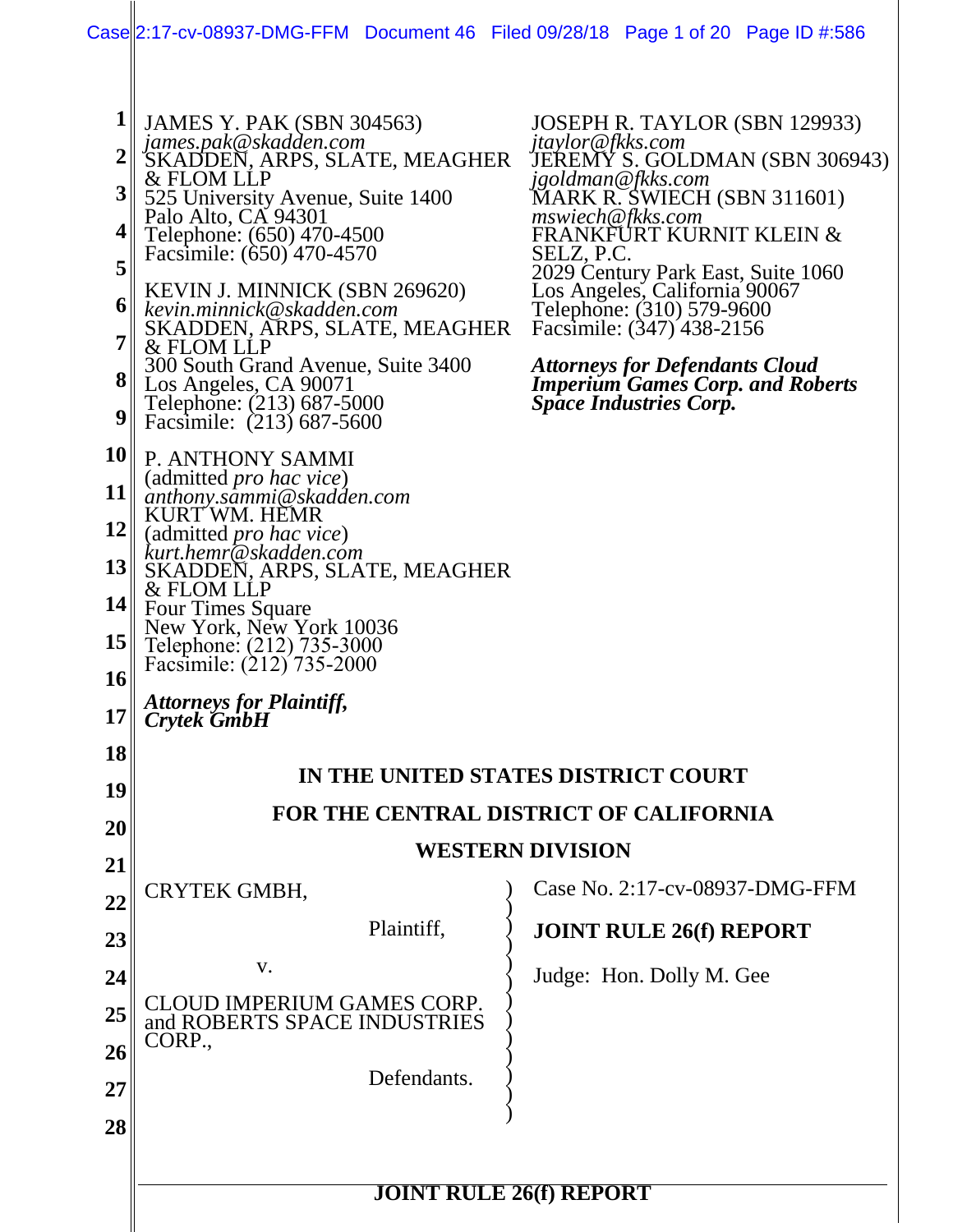JAMES Y. PAK (SBN 304563)
*james.pak@skadden.com*
SKADDEN, ARPS, SLATE, MEAGHER & FLOM LLP
525 University Avenue, Suite 1400
Palo Alto, CA 94301
Telephone: (650) 470-4500
Facsimile: (650) 470-4570

KEVIN J. MINNICK (SBN 269620)
*kevin.minnick@skadden.com*
SKADDEN, ARPS, SLATE, MEAGHER & FLOM LLP
300 South Grand Avenue, Suite 3400
Los Angeles, CA 90071
Telephone: (213) 687-5000
Facsimile: (213) 687-5600

P. ANTHONY SAMMI
(admitted *pro hac vice*)
*anthony.sammi@skadden.com*
KURT WM. HEMR
(admitted *pro hac vice*)
*kurt.hemr@skadden.com*
SKADDEN, ARPS, SLATE, MEAGHER & FLOM LLP
Four Times Square
New York, New York 10036
Telephone: (212) 735-3000
Facsimile: (212) 735-2000

***Attorneys for Plaintiff, Crytek GmbH***

JOSEPH R. TAYLOR (SBN 129933)
*jtaylor@fkks.com*
JEREMY S. GOLDMAN (SBN 306943)
*jgoldman@fkks.com*
MARK R. SWIECH (SBN 311601)
*mswiech@fkks.com*
FRANKFURT KURNIT KLEIN & SELZ, P.C.
2029 Century Park East, Suite 1060
Los Angeles, California 90067
Telephone: (310) 579-9600
Facsimile: (347) 438-2156

***Attorneys for Defendants Cloud Imperium Games Corp. and Roberts Space Industries Corp.***

**IN THE UNITED STATES DISTRICT COURT**

**FOR THE CENTRAL DISTRICT OF CALIFORNIA**

**WESTERN DIVISION**

CRYTEK GMBH,

Plaintiff,

v.

CLOUD IMPERIUM GAMES CORP. and ROBERTS SPACE INDUSTRIES CORP.,

Defendants.

Case No. 2:17-cv-08937-DMG-FFM

**JOINT RULE 26(f) REPORT**

Judge: Hon. Dolly M. Gee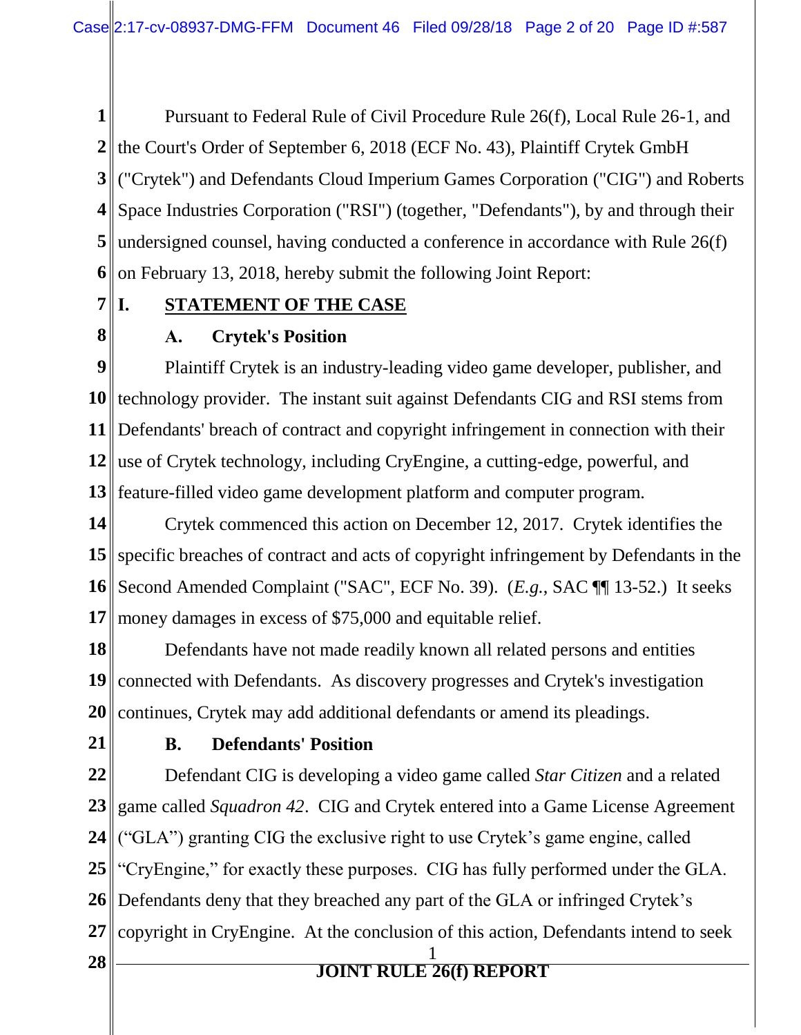Pursuant to Federal Rule of Civil Procedure Rule 26(f), Local Rule 26-1, and the Court's Order of September 6, 2018 (ECF No. 43), Plaintiff Crytek GmbH ("Crytek") and Defendants Cloud Imperium Games Corporation ("CIG") and Roberts Space Industries Corporation ("RSI") (together, "Defendants"), by and through their undersigned counsel, having conducted a conference in accordance with Rule 26(f) on February 13, 2018, hereby submit the following Joint Report:

## I. STATEMENT OF THE CASE

### A. Crytek's Position

Plaintiff Crytek is an industry-leading video game developer, publisher, and technology provider. The instant suit against Defendants CIG and RSI stems from Defendants' breach of contract and copyright infringement in connection with their use of Crytek technology, including CryEngine, a cutting-edge, powerful, and feature-filled video game development platform and computer program.

Crytek commenced this action on December 12, 2017. Crytek identifies the specific breaches of contract and acts of copyright infringement by Defendants in the Second Amended Complaint ("SAC", ECF No. 39). (*E.g.*, SAC ¶¶ 13-52.) It seeks money damages in excess of $75,000 and equitable relief.

Defendants have not made readily known all related persons and entities connected with Defendants. As discovery progresses and Crytek's investigation continues, Crytek may add additional defendants or amend its pleadings.

### B. Defendants' Position

Defendant CIG is developing a video game called *Star Citizen* and a related game called *Squadron 42*. CIG and Crytek entered into a Game License Agreement ("GLA") granting CIG the exclusive right to use Crytek's game engine, called "CryEngine," for exactly these purposes. CIG has fully performed under the GLA. Defendants deny that they breached any part of the GLA or infringed Crytek's copyright in CryEngine. At the conclusion of this action, Defendants intend to seek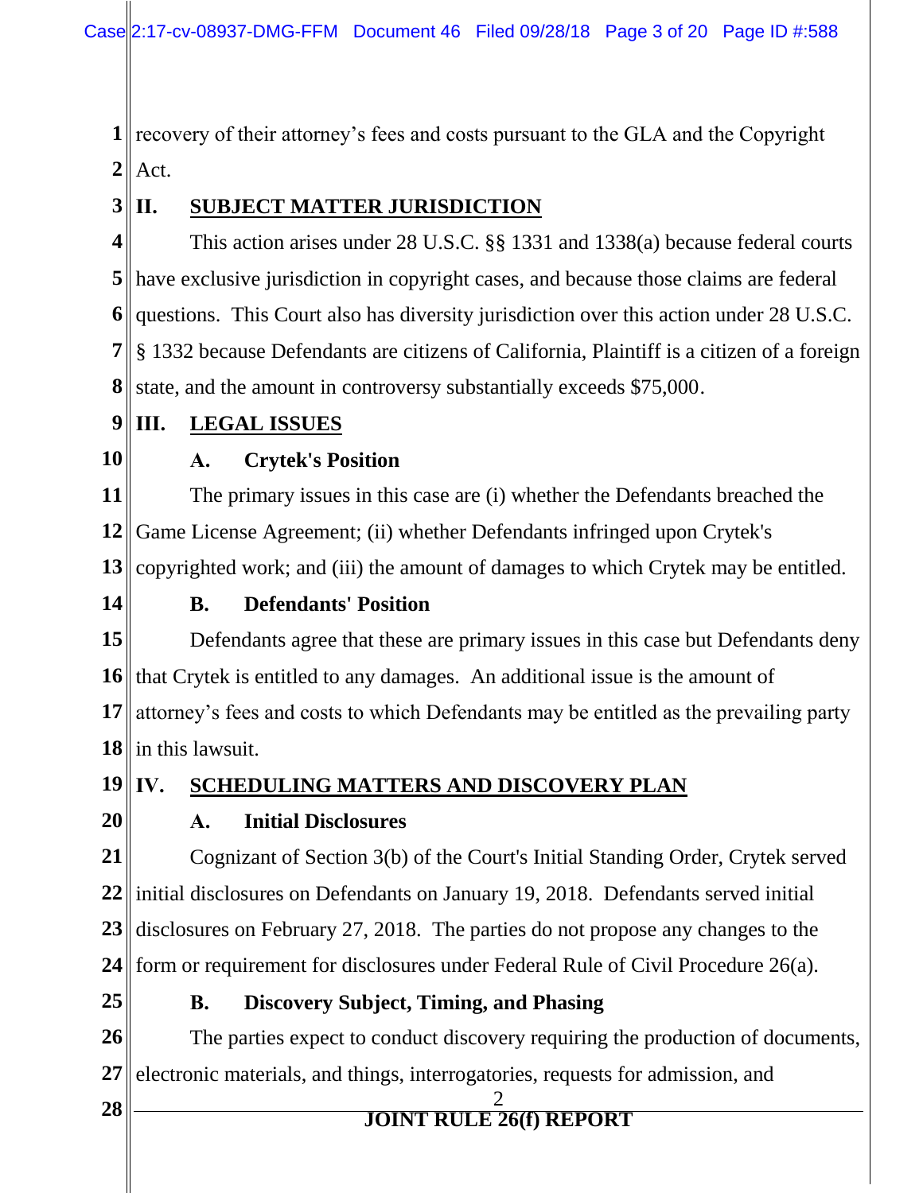recovery of their attorney's fees and costs pursuant to the GLA and the Copyright Act.

## II. SUBJECT MATTER JURISDICTION

This action arises under 28 U.S.C. §§ 1331 and 1338(a) because federal courts have exclusive jurisdiction in copyright cases, and because those claims are federal questions. This Court also has diversity jurisdiction over this action under 28 U.S.C. § 1332 because Defendants are citizens of California, Plaintiff is a citizen of a foreign state, and the amount in controversy substantially exceeds $75,000.

## III. LEGAL ISSUES

### A. Crytek's Position

The primary issues in this case are (i) whether the Defendants breached the Game License Agreement; (ii) whether Defendants infringed upon Crytek's copyrighted work; and (iii) the amount of damages to which Crytek may be entitled.

### B. Defendants' Position

Defendants agree that these are primary issues in this case but Defendants deny that Crytek is entitled to any damages. An additional issue is the amount of attorney's fees and costs to which Defendants may be entitled as the prevailing party in this lawsuit.

## IV. SCHEDULING MATTERS AND DISCOVERY PLAN

### A. Initial Disclosures

Cognizant of Section 3(b) of the Court's Initial Standing Order, Crytek served initial disclosures on Defendants on January 19, 2018. Defendants served initial disclosures on February 27, 2018. The parties do not propose any changes to the form or requirement for disclosures under Federal Rule of Civil Procedure 26(a).

### B. Discovery Subject, Timing, and Phasing

The parties expect to conduct discovery requiring the production of documents, electronic materials, and things, interrogatories, requests for admission, and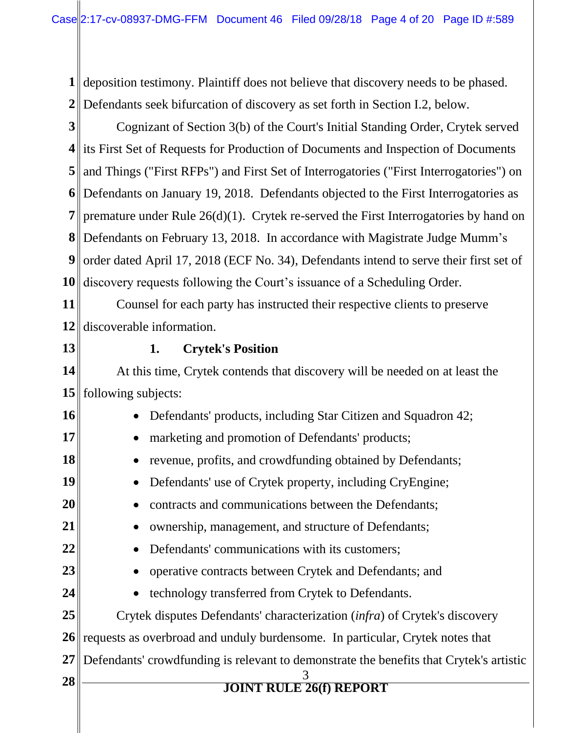deposition testimony. Plaintiff does not believe that discovery needs to be phased. Defendants seek bifurcation of discovery as set forth in Section I.2, below.

Cognizant of Section 3(b) of the Court's Initial Standing Order, Crytek served its First Set of Requests for Production of Documents and Inspection of Documents and Things ("First RFPs") and First Set of Interrogatories ("First Interrogatories") on Defendants on January 19, 2018. Defendants objected to the First Interrogatories as premature under Rule 26(d)(1). Crytek re-served the First Interrogatories by hand on Defendants on February 13, 2018. In accordance with Magistrate Judge Mumm's order dated April 17, 2018 (ECF No. 34), Defendants intend to serve their first set of discovery requests following the Court's issuance of a Scheduling Order.

Counsel for each party has instructed their respective clients to preserve discoverable information.

**1. Crytek's Position**

At this time, Crytek contends that discovery will be needed on at least the following subjects:

- Defendants' products, including Star Citizen and Squadron 42;
- marketing and promotion of Defendants' products;
- revenue, profits, and crowdfunding obtained by Defendants;
- Defendants' use of Crytek property, including CryEngine;
- contracts and communications between the Defendants;
- ownership, management, and structure of Defendants;
- Defendants' communications with its customers;
- operative contracts between Crytek and Defendants; and
- technology transferred from Crytek to Defendants.

Crytek disputes Defendants' characterization (*infra*) of Crytek's discovery requests as overbroad and unduly burdensome. In particular, Crytek notes that Defendants' crowdfunding is relevant to demonstrate the benefits that Crytek's artistic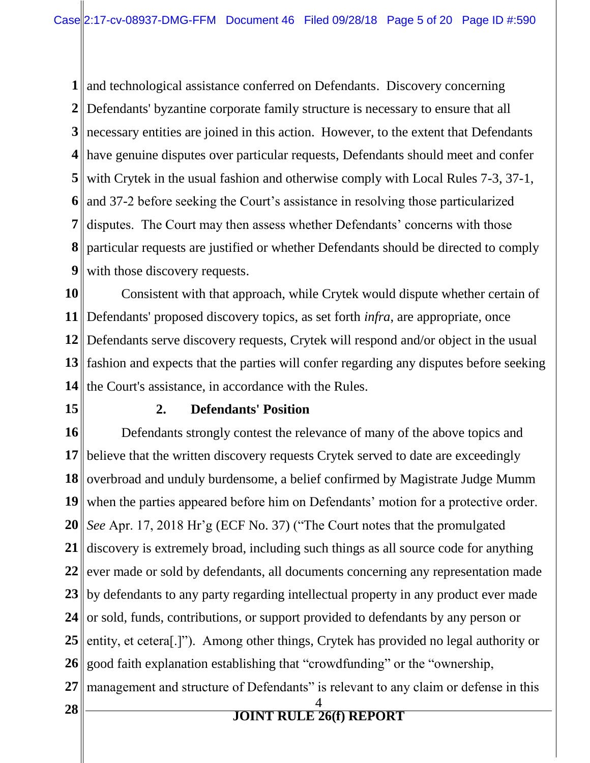and technological assistance conferred on Defendants. Discovery concerning Defendants' byzantine corporate family structure is necessary to ensure that all necessary entities are joined in this action. However, to the extent that Defendants have genuine disputes over particular requests, Defendants should meet and confer with Crytek in the usual fashion and otherwise comply with Local Rules 7-3, 37-1, and 37-2 before seeking the Court's assistance in resolving those particularized disputes. The Court may then assess whether Defendants' concerns with those particular requests are justified or whether Defendants should be directed to comply with those discovery requests.

Consistent with that approach, while Crytek would dispute whether certain of Defendants' proposed discovery topics, as set forth *infra*, are appropriate, once Defendants serve discovery requests, Crytek will respond and/or object in the usual fashion and expects that the parties will confer regarding any disputes before seeking the Court's assistance, in accordance with the Rules.

### 2. Defendants' Position

Defendants strongly contest the relevance of many of the above topics and believe that the written discovery requests Crytek served to date are exceedingly overbroad and unduly burdensome, a belief confirmed by Magistrate Judge Mumm when the parties appeared before him on Defendants' motion for a protective order. *See* Apr. 17, 2018 Hr'g (ECF No. 37) ("The Court notes that the promulgated discovery is extremely broad, including such things as all source code for anything ever made or sold by defendants, all documents concerning any representation made by defendants to any party regarding intellectual property in any product ever made or sold, funds, contributions, or support provided to defendants by any person or entity, et cetera[.]"). Among other things, Crytek has provided no legal authority or good faith explanation establishing that "crowdfunding" or the "ownership, management and structure of Defendants" is relevant to any claim or defense in this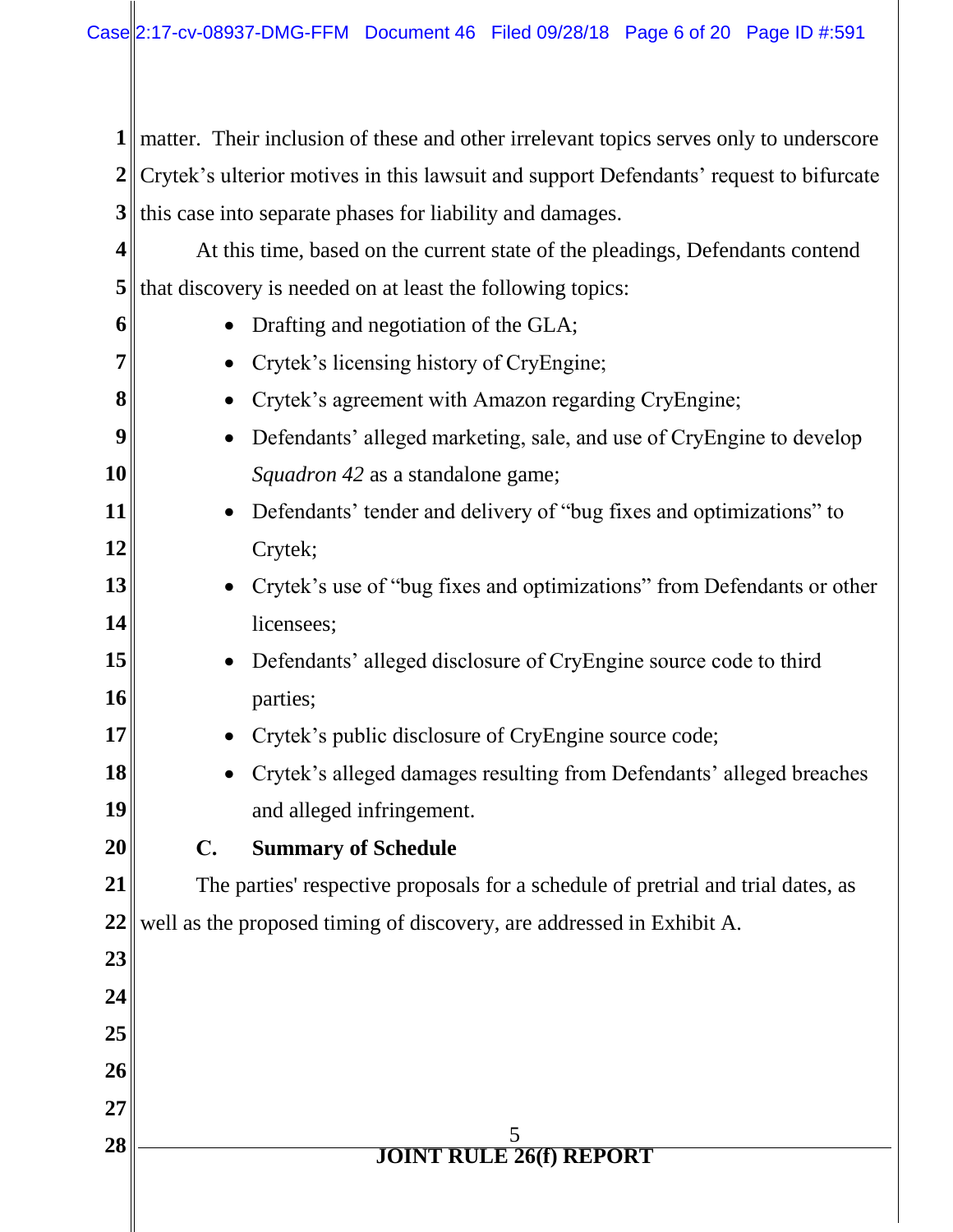matter. Their inclusion of these and other irrelevant topics serves only to underscore Crytek's ulterior motives in this lawsuit and support Defendants' request to bifurcate this case into separate phases for liability and damages.

At this time, based on the current state of the pleadings, Defendants contend that discovery is needed on at least the following topics:

- Drafting and negotiation of the GLA;
- Crytek's licensing history of CryEngine;
- Crytek's agreement with Amazon regarding CryEngine;
- Defendants' alleged marketing, sale, and use of CryEngine to develop *Squadron 42* as a standalone game;
- Defendants' tender and delivery of "bug fixes and optimizations" to Crytek;
- Crytek's use of "bug fixes and optimizations" from Defendants or other licensees;
- Defendants' alleged disclosure of CryEngine source code to third parties;
- Crytek's public disclosure of CryEngine source code;
- Crytek's alleged damages resulting from Defendants' alleged breaches and alleged infringement.

### C. Summary of Schedule

The parties' respective proposals for a schedule of pretrial and trial dates, as well as the proposed timing of discovery, are addressed in Exhibit A.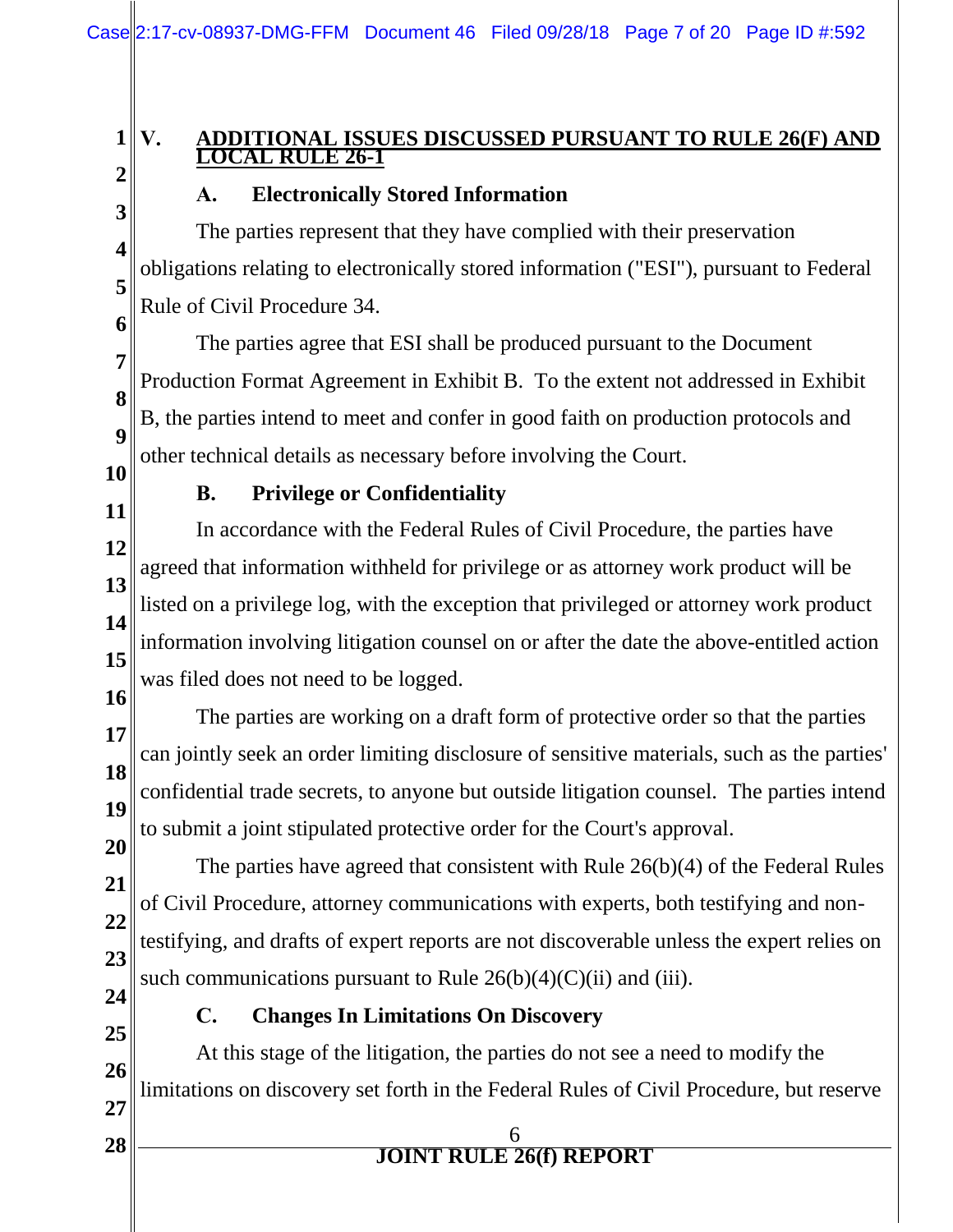## V. ADDITIONAL ISSUES DISCUSSED PURSUANT TO RULE 26(F) AND LOCAL RULE 26-1

### A. Electronically Stored Information

The parties represent that they have complied with their preservation obligations relating to electronically stored information ("ESI"), pursuant to Federal Rule of Civil Procedure 34.

The parties agree that ESI shall be produced pursuant to the Document Production Format Agreement in Exhibit B. To the extent not addressed in Exhibit B, the parties intend to meet and confer in good faith on production protocols and other technical details as necessary before involving the Court.

### B. Privilege or Confidentiality

In accordance with the Federal Rules of Civil Procedure, the parties have agreed that information withheld for privilege or as attorney work product will be listed on a privilege log, with the exception that privileged or attorney work product information involving litigation counsel on or after the date the above-entitled action was filed does not need to be logged.

The parties are working on a draft form of protective order so that the parties can jointly seek an order limiting disclosure of sensitive materials, such as the parties' confidential trade secrets, to anyone but outside litigation counsel. The parties intend to submit a joint stipulated protective order for the Court's approval.

The parties have agreed that consistent with Rule 26(b)(4) of the Federal Rules of Civil Procedure, attorney communications with experts, both testifying and non-testifying, and drafts of expert reports are not discoverable unless the expert relies on such communications pursuant to Rule 26(b)(4)(C)(ii) and (iii).

### C. Changes In Limitations On Discovery

At this stage of the litigation, the parties do not see a need to modify the limitations on discovery set forth in the Federal Rules of Civil Procedure, but reserve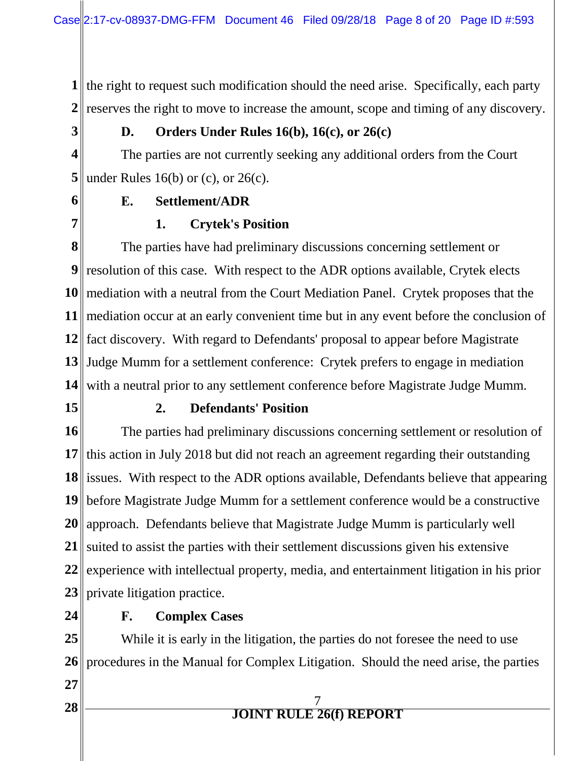the right to request such modification should the need arise. Specifically, each party reserves the right to move to increase the amount, scope and timing of any discovery.

### D. Orders Under Rules 16(b), 16(c), or 26(c)

The parties are not currently seeking any additional orders from the Court under Rules 16(b) or (c), or 26(c).

### E. Settlement/ADR

#### 1. Crytek's Position

The parties have had preliminary discussions concerning settlement or resolution of this case. With respect to the ADR options available, Crytek elects mediation with a neutral from the Court Mediation Panel. Crytek proposes that the mediation occur at an early convenient time but in any event before the conclusion of fact discovery. With regard to Defendants' proposal to appear before Magistrate Judge Mumm for a settlement conference: Crytek prefers to engage in mediation with a neutral prior to any settlement conference before Magistrate Judge Mumm.

#### 2. Defendants' Position

The parties had preliminary discussions concerning settlement or resolution of this action in July 2018 but did not reach an agreement regarding their outstanding issues. With respect to the ADR options available, Defendants believe that appearing before Magistrate Judge Mumm for a settlement conference would be a constructive approach. Defendants believe that Magistrate Judge Mumm is particularly well suited to assist the parties with their settlement discussions given his extensive experience with intellectual property, media, and entertainment litigation in his prior private litigation practice.

### F. Complex Cases

While it is early in the litigation, the parties do not foresee the need to use procedures in the Manual for Complex Litigation. Should the need arise, the parties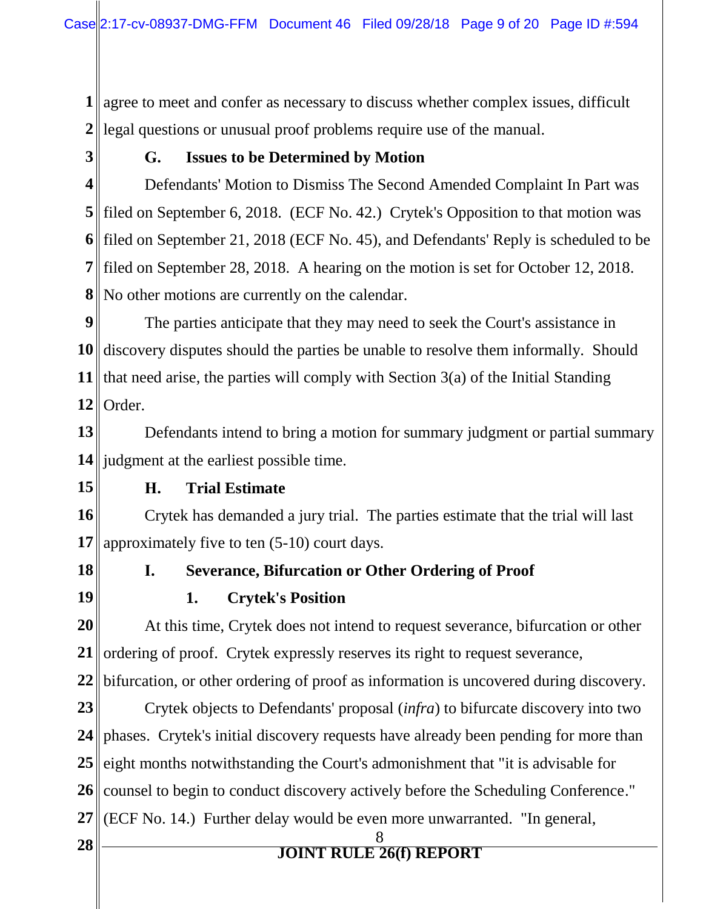agree to meet and confer as necessary to discuss whether complex issues, difficult legal questions or unusual proof problems require use of the manual.

### G. Issues to be Determined by Motion

Defendants' Motion to Dismiss The Second Amended Complaint In Part was filed on September 6, 2018. (ECF No. 42.) Crytek's Opposition to that motion was filed on September 21, 2018 (ECF No. 45), and Defendants' Reply is scheduled to be filed on September 28, 2018. A hearing on the motion is set for October 12, 2018. No other motions are currently on the calendar.

The parties anticipate that they may need to seek the Court's assistance in discovery disputes should the parties be unable to resolve them informally. Should that need arise, the parties will comply with Section 3(a) of the Initial Standing Order.

Defendants intend to bring a motion for summary judgment or partial summary judgment at the earliest possible time.

### H. Trial Estimate

Crytek has demanded a jury trial. The parties estimate that the trial will last approximately five to ten (5-10) court days.

### I. Severance, Bifurcation or Other Ordering of Proof

#### 1. Crytek's Position

At this time, Crytek does not intend to request severance, bifurcation or other ordering of proof. Crytek expressly reserves its right to request severance, bifurcation, or other ordering of proof as information is uncovered during discovery.

Crytek objects to Defendants' proposal (*infra*) to bifurcate discovery into two phases. Crytek's initial discovery requests have already been pending for more than eight months notwithstanding the Court's admonishment that "it is advisable for counsel to begin to conduct discovery actively before the Scheduling Conference." (ECF No. 14.) Further delay would be even more unwarranted. "In general,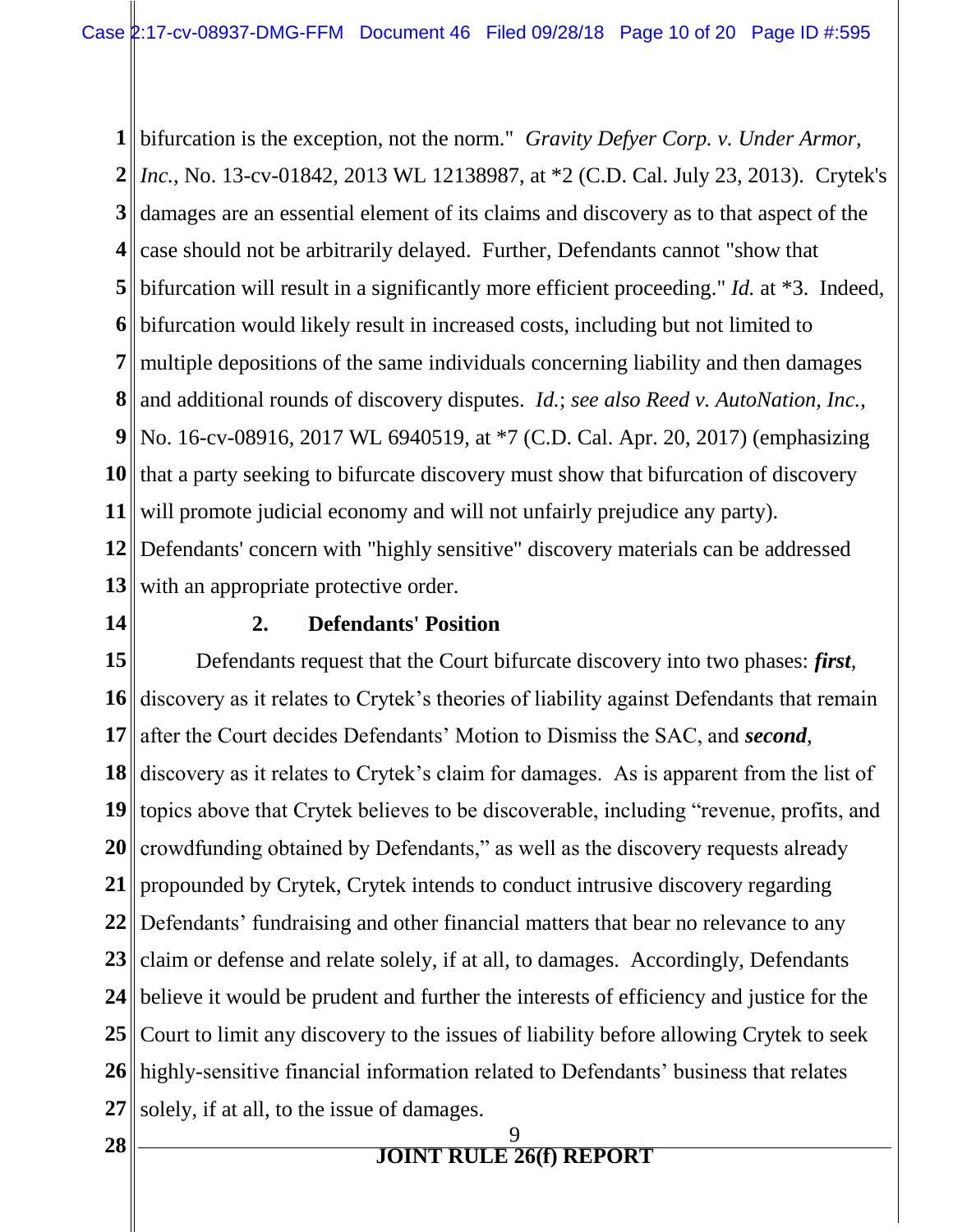bifurcation is the exception, not the norm." *Gravity Defyer Corp. v. Under Armor, Inc.*, No. 13-cv-01842, 2013 WL 12138987, at *2 (C.D. Cal. July 23, 2013). Crytek's damages are an essential element of its claims and discovery as to that aspect of the case should not be arbitrarily delayed. Further, Defendants cannot "show that bifurcation will result in a significantly more efficient proceeding." *Id.* at *3. Indeed, bifurcation would likely result in increased costs, including but not limited to multiple depositions of the same individuals concerning liability and then damages and additional rounds of discovery disputes. *Id.*; *see also Reed v. AutoNation, Inc.*, No. 16-cv-08916, 2017 WL 6940519, at *7 (C.D. Cal. Apr. 20, 2017) (emphasizing that a party seeking to bifurcate discovery must show that bifurcation of discovery will promote judicial economy and will not unfairly prejudice any party). Defendants' concern with "highly sensitive" discovery materials can be addressed with an appropriate protective order.

### 2. Defendants' Position

Defendants request that the Court bifurcate discovery into two phases: ***first***, discovery as it relates to Crytek's theories of liability against Defendants that remain after the Court decides Defendants' Motion to Dismiss the SAC, and ***second***, discovery as it relates to Crytek's claim for damages. As is apparent from the list of topics above that Crytek believes to be discoverable, including "revenue, profits, and crowdfunding obtained by Defendants," as well as the discovery requests already propounded by Crytek, Crytek intends to conduct intrusive discovery regarding Defendants' fundraising and other financial matters that bear no relevance to any claim or defense and relate solely, if at all, to damages. Accordingly, Defendants believe it would be prudent and further the interests of efficiency and justice for the Court to limit any discovery to the issues of liability before allowing Crytek to seek highly-sensitive financial information related to Defendants' business that relates solely, if at all, to the issue of damages.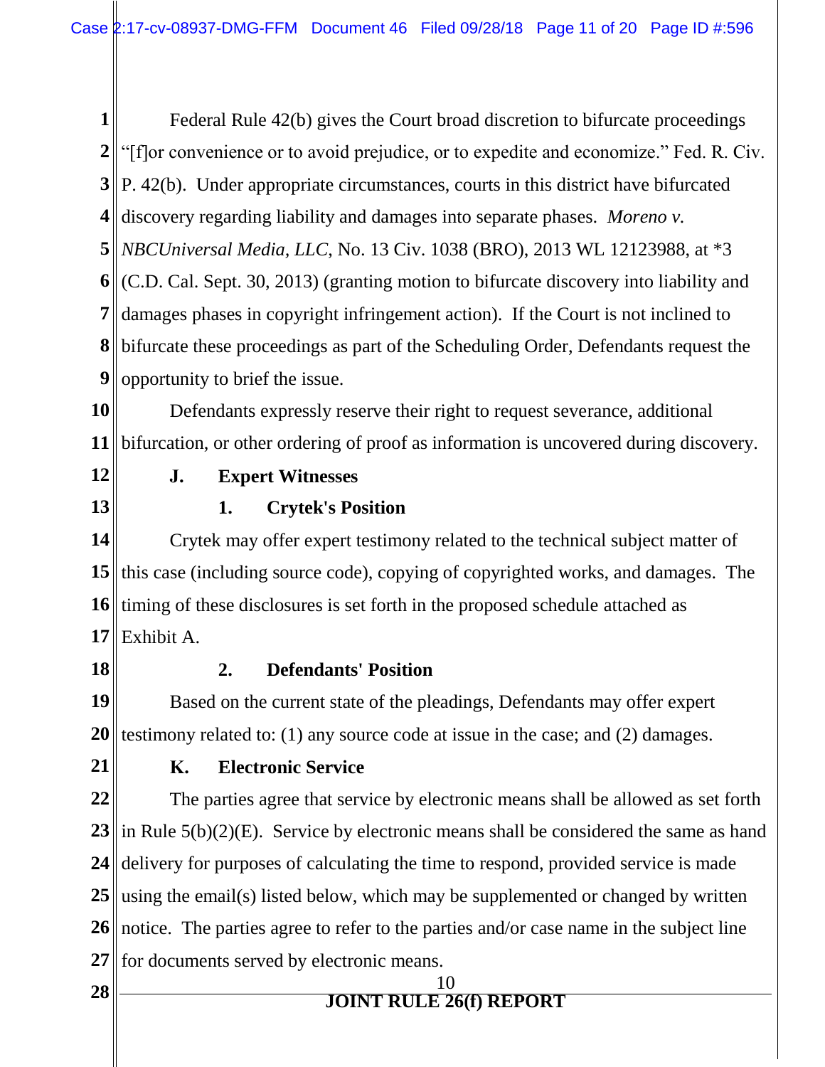Federal Rule 42(b) gives the Court broad discretion to bifurcate proceedings "[f]or convenience or to avoid prejudice, or to expedite and economize." Fed. R. Civ. P. 42(b). Under appropriate circumstances, courts in this district have bifurcated discovery regarding liability and damages into separate phases. *Moreno v. NBCUniversal Media, LLC*, No. 13 Civ. 1038 (BRO), 2013 WL 12123988, at *3 (C.D. Cal. Sept. 30, 2013) (granting motion to bifurcate discovery into liability and damages phases in copyright infringement action). If the Court is not inclined to bifurcate these proceedings as part of the Scheduling Order, Defendants request the opportunity to brief the issue.

Defendants expressly reserve their right to request severance, additional bifurcation, or other ordering of proof as information is uncovered during discovery.

### J. Expert Witnesses

#### 1. Crytek's Position

Crytek may offer expert testimony related to the technical subject matter of this case (including source code), copying of copyrighted works, and damages. The timing of these disclosures is set forth in the proposed schedule attached as Exhibit A.

#### 2. Defendants' Position

Based on the current state of the pleadings, Defendants may offer expert testimony related to: (1) any source code at issue in the case; and (2) damages.

### K. Electronic Service

The parties agree that service by electronic means shall be allowed as set forth in Rule 5(b)(2)(E). Service by electronic means shall be considered the same as hand delivery for purposes of calculating the time to respond, provided service is made using the email(s) listed below, which may be supplemented or changed by written notice. The parties agree to refer to the parties and/or case name in the subject line for documents served by electronic means.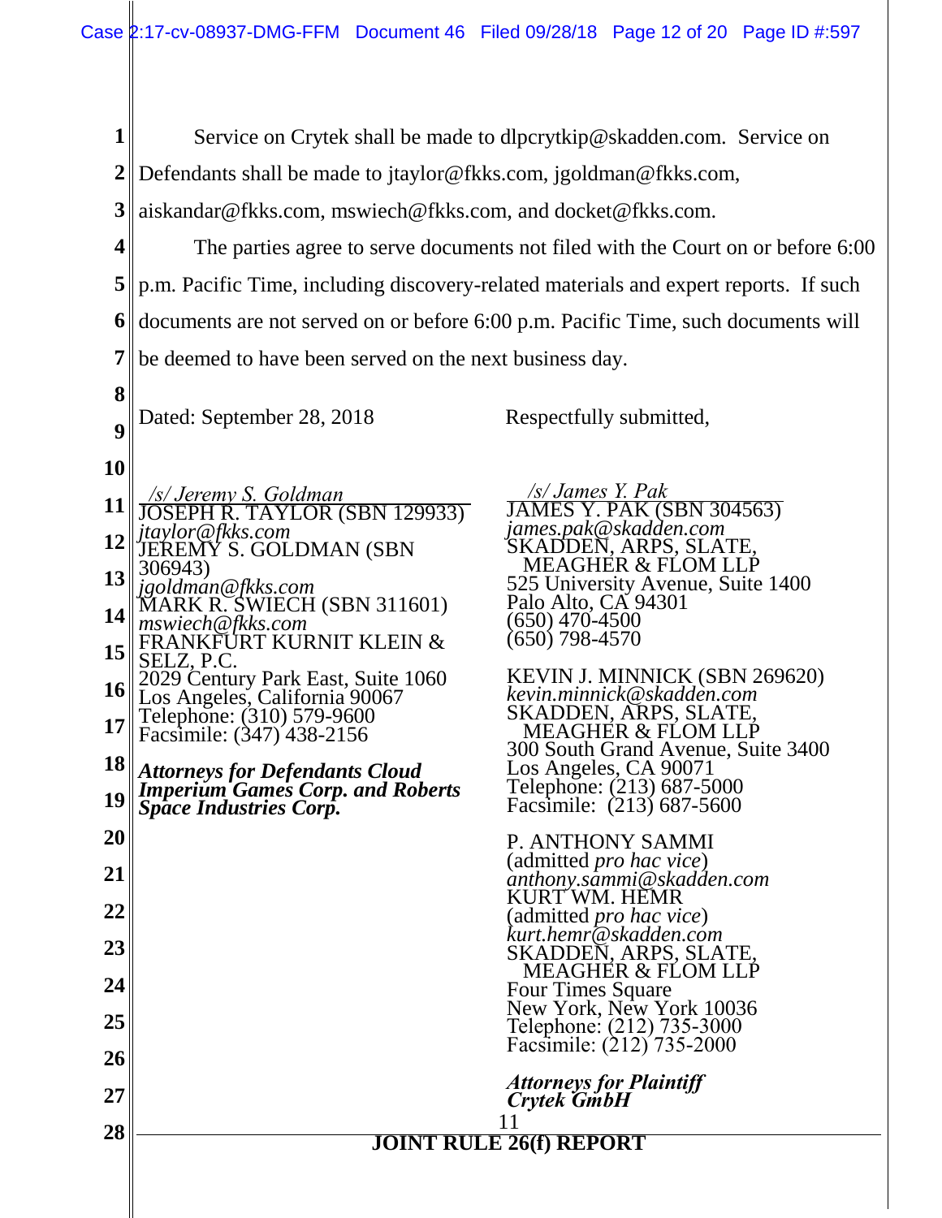Service on Crytek shall be made to dlpcrytkip@skadden.com. Service on Defendants shall be made to jtaylor@fkks.com, jgoldman@fkks.com, aiskandar@fkks.com, mswiech@fkks.com, and docket@fkks.com.

The parties agree to serve documents not filed with the Court on or before 6:00 p.m. Pacific Time, including discovery-related materials and expert reports. If such documents are not served on or before 6:00 p.m. Pacific Time, such documents will be deemed to have been served on the next business day.

Dated: September 28, 2018

Respectfully submitted,

*/s/ Jeremy S. Goldman*
JOSEPH R. TAYLOR (SBN 129933)
*jtaylor@fkks.com*
JEREMY S. GOLDMAN (SBN 306943)
*jgoldman@fkks.com*
MARK R. SWIECH (SBN 311601)
*mswiech@fkks.com*
FRANKFURT KURNIT KLEIN & SELZ, P.C.
2029 Century Park East, Suite 1060
Los Angeles, California 90067
Telephone: (310) 579-9600
Facsimile: (347) 438-2156

***Attorneys for Defendants Cloud Imperium Games Corp. and Roberts Space Industries Corp.***

*/s/ James Y. Pak*
JAMES Y. PAK (SBN 304563)
*james.pak@skadden.com*
SKADDEN, ARPS, SLATE, MEAGHER & FLOM LLP
525 University Avenue, Suite 1400
Palo Alto, CA 94301
(650) 470-4500
(650) 798-4570

KEVIN J. MINNICK (SBN 269620)
*kevin.minnick@skadden.com*
SKADDEN, ARPS, SLATE, MEAGHER & FLOM LLP
300 South Grand Avenue, Suite 3400
Los Angeles, CA 90071
Telephone: (213) 687-5000
Facsimile: (213) 687-5600

P. ANTHONY SAMMI
(admitted *pro hac vice*)
*anthony.sammi@skadden.com*
KURT WM. HEMR
(admitted *pro hac vice*)
*kurt.hemr@skadden.com*
SKADDEN, ARPS, SLATE, MEAGHER & FLOM LLP
Four Times Square
New York, New York 10036
Telephone: (212) 735-3000
Facsimile: (212) 735-2000

***Attorneys for Plaintiff Crytek GmbH***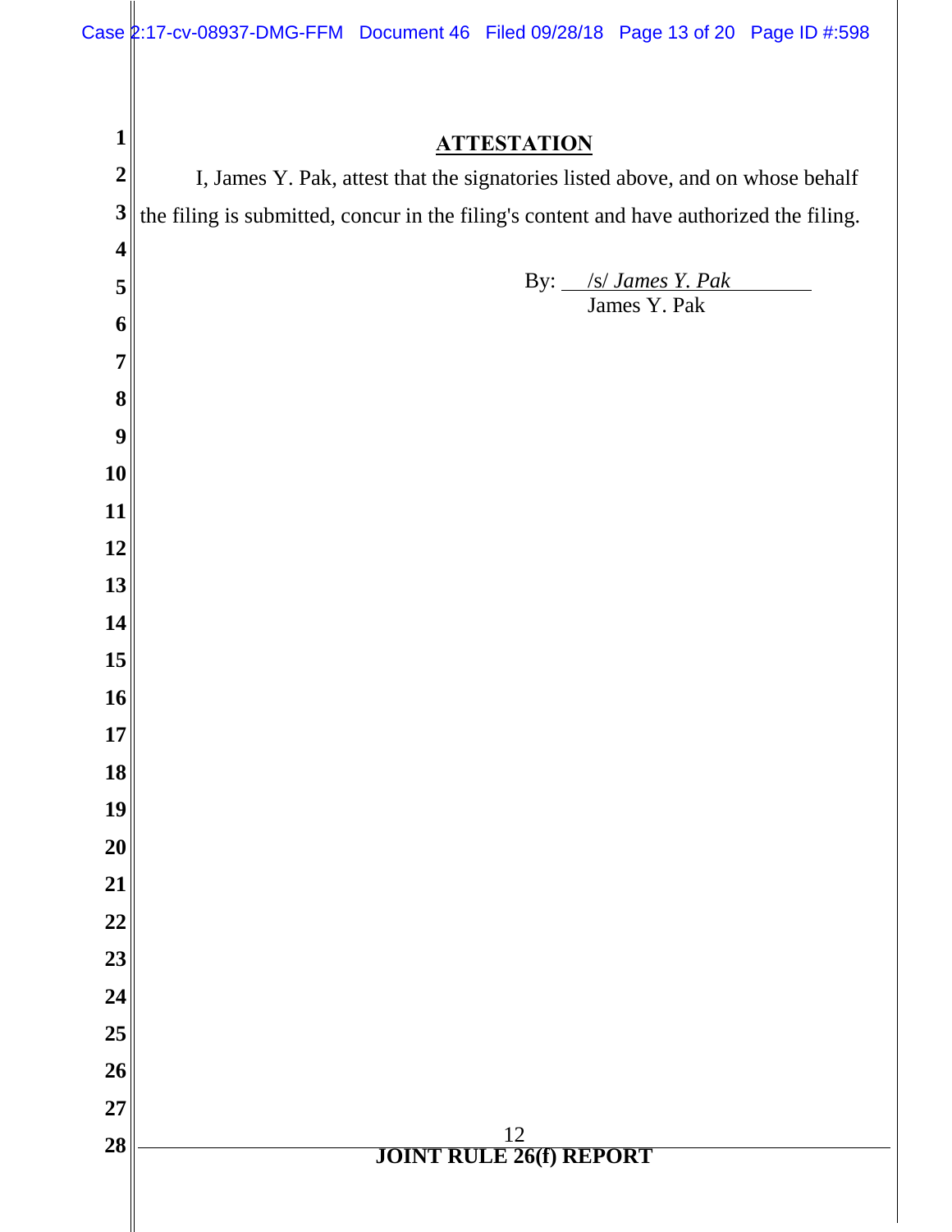## ATTESTATION

I, James Y. Pak, attest that the signatories listed above, and on whose behalf the filing is submitted, concur in the filing's content and have authorized the filing.

By: /s/ *James Y. Pak*
James Y. Pak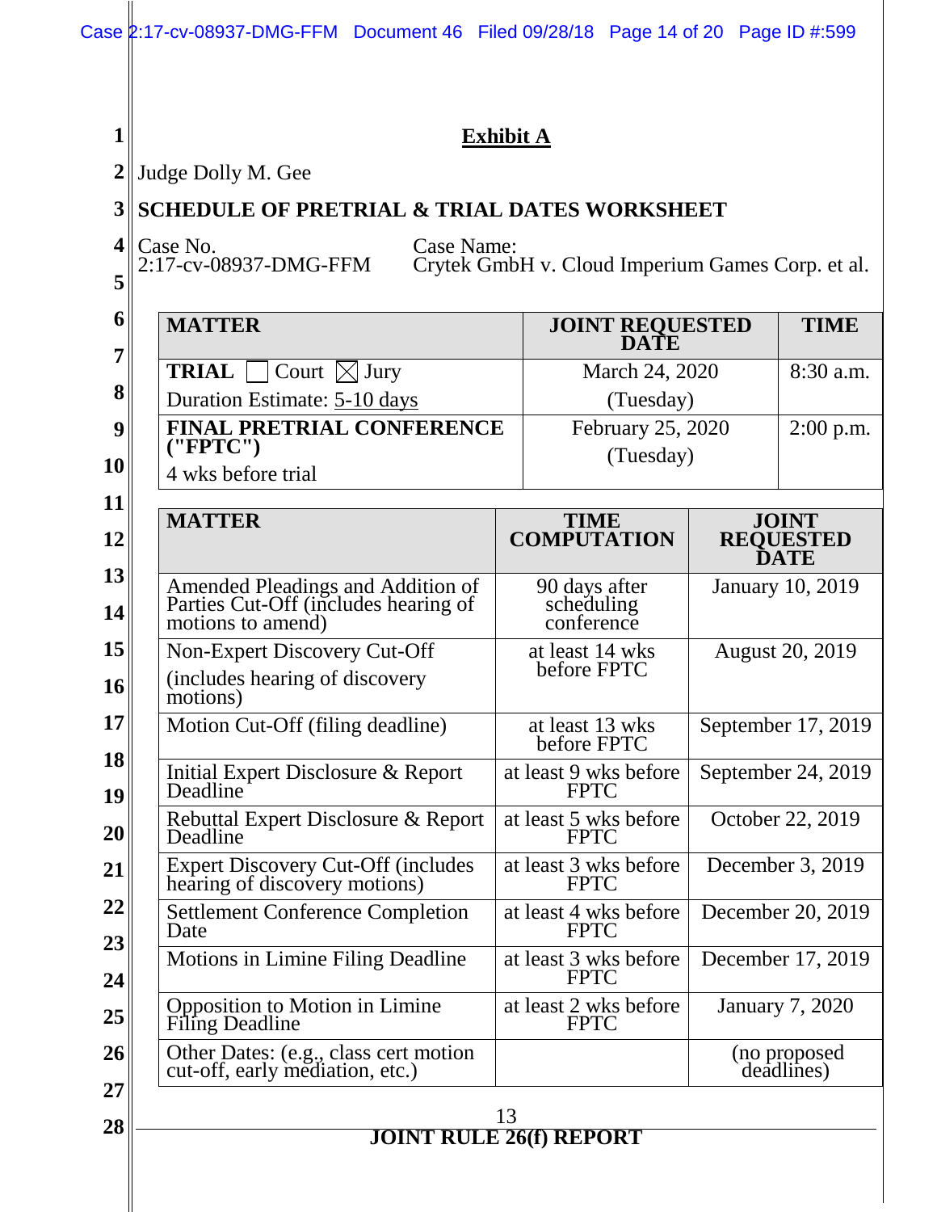## Exhibit A

Judge Dolly M. Gee

**SCHEDULE OF PRETRIAL & TRIAL DATES WORKSHEET**

Case No.
2:17-cv-08937-DMG-FFM

Case Name:
Crytek GmbH v. Cloud Imperium Games Corp. et al.

| MATTER | JOINT REQUESTED DATE | TIME |
|---|---|---|
| **TRIAL** ☐ Court ☒ Jury<br>Duration Estimate: 5-10 days | March 24, 2020<br>(Tuesday) | 8:30 a.m. |
| **FINAL PRETRIAL CONFERENCE ("FPTC")**<br>4 wks before trial | February 25, 2020<br>(Tuesday) | 2:00 p.m. |

| MATTER | TIME COMPUTATION | JOINT REQUESTED DATE |
|---|---|---|
| Amended Pleadings and Addition of Parties Cut-Off (includes hearing of motions to amend) | 90 days after scheduling conference | January 10, 2019 |
| Non-Expert Discovery Cut-Off<br>(includes hearing of discovery motions) | at least 14 wks before FPTC | August 20, 2019 |
| Motion Cut-Off (filing deadline) | at least 13 wks before FPTC | September 17, 2019 |
| Initial Expert Disclosure & Report Deadline | at least 9 wks before FPTC | September 24, 2019 |
| Rebuttal Expert Disclosure & Report Deadline | at least 5 wks before FPTC | October 22, 2019 |
| Expert Discovery Cut-Off (includes hearing of discovery motions) | at least 3 wks before FPTC | December 3, 2019 |
| Settlement Conference Completion Date | at least 4 wks before FPTC | December 20, 2019 |
| Motions in Limine Filing Deadline | at least 3 wks before FPTC | December 17, 2019 |
| Opposition to Motion in Limine Filing Deadline | at least 2 wks before FPTC | January 7, 2020 |
| Other Dates: (e.g., class cert motion cut-off, early mediation, etc.) | | (no proposed deadlines) |

**JOINT RULE 26(f) REPORT**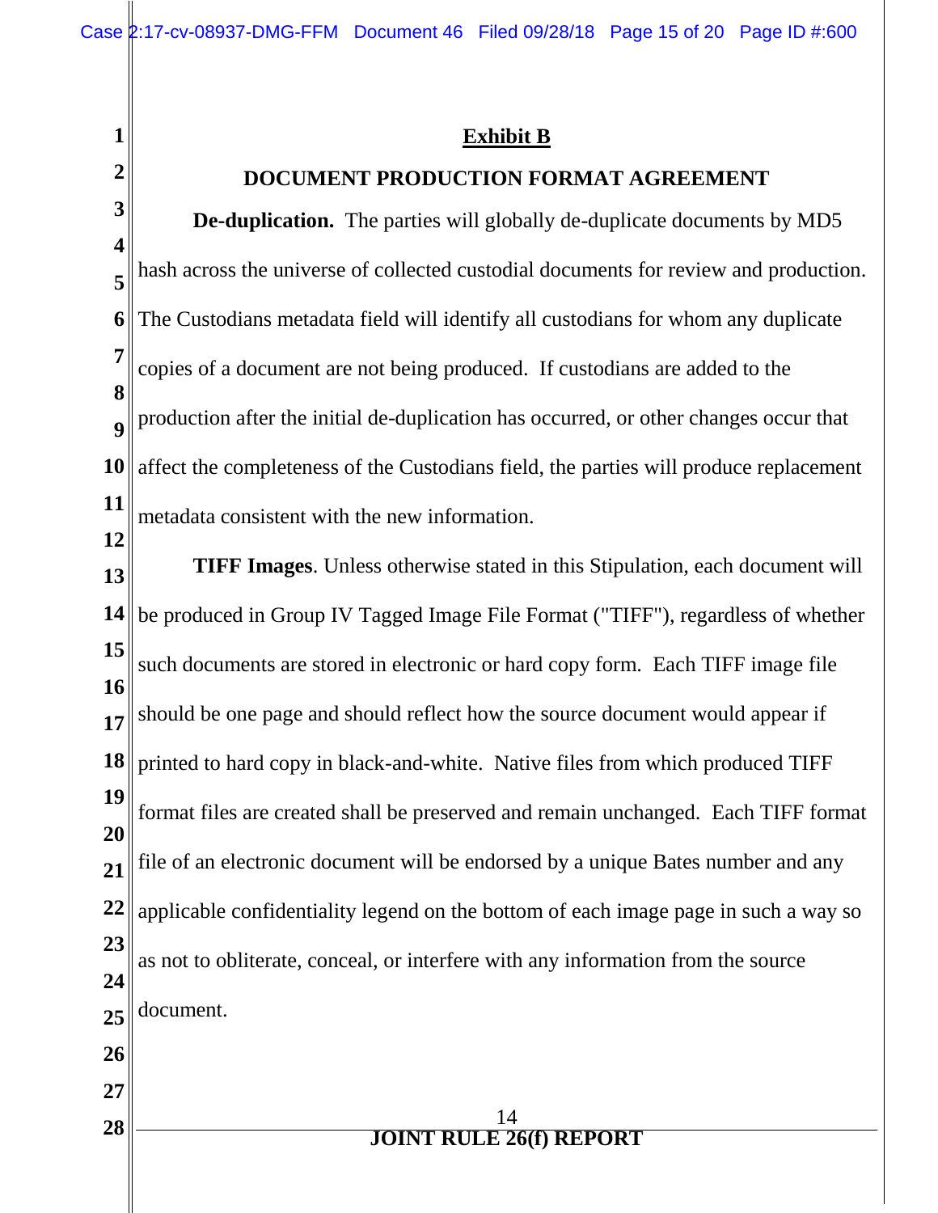**Exhibit B**

**DOCUMENT PRODUCTION FORMAT AGREEMENT**

**De-duplication.** The parties will globally de-duplicate documents by MD5 hash across the universe of collected custodial documents for review and production. The Custodians metadata field will identify all custodians for whom any duplicate copies of a document are not being produced. If custodians are added to the production after the initial de-duplication has occurred, or other changes occur that affect the completeness of the Custodians field, the parties will produce replacement metadata consistent with the new information.

**TIFF Images**. Unless otherwise stated in this Stipulation, each document will be produced in Group IV Tagged Image File Format ("TIFF"), regardless of whether such documents are stored in electronic or hard copy form. Each TIFF image file should be one page and should reflect how the source document would appear if printed to hard copy in black-and-white. Native files from which produced TIFF format files are created shall be preserved and remain unchanged. Each TIFF format file of an electronic document will be endorsed by a unique Bates number and any applicable confidentiality legend on the bottom of each image page in such a way so as not to obliterate, conceal, or interfere with any information from the source document.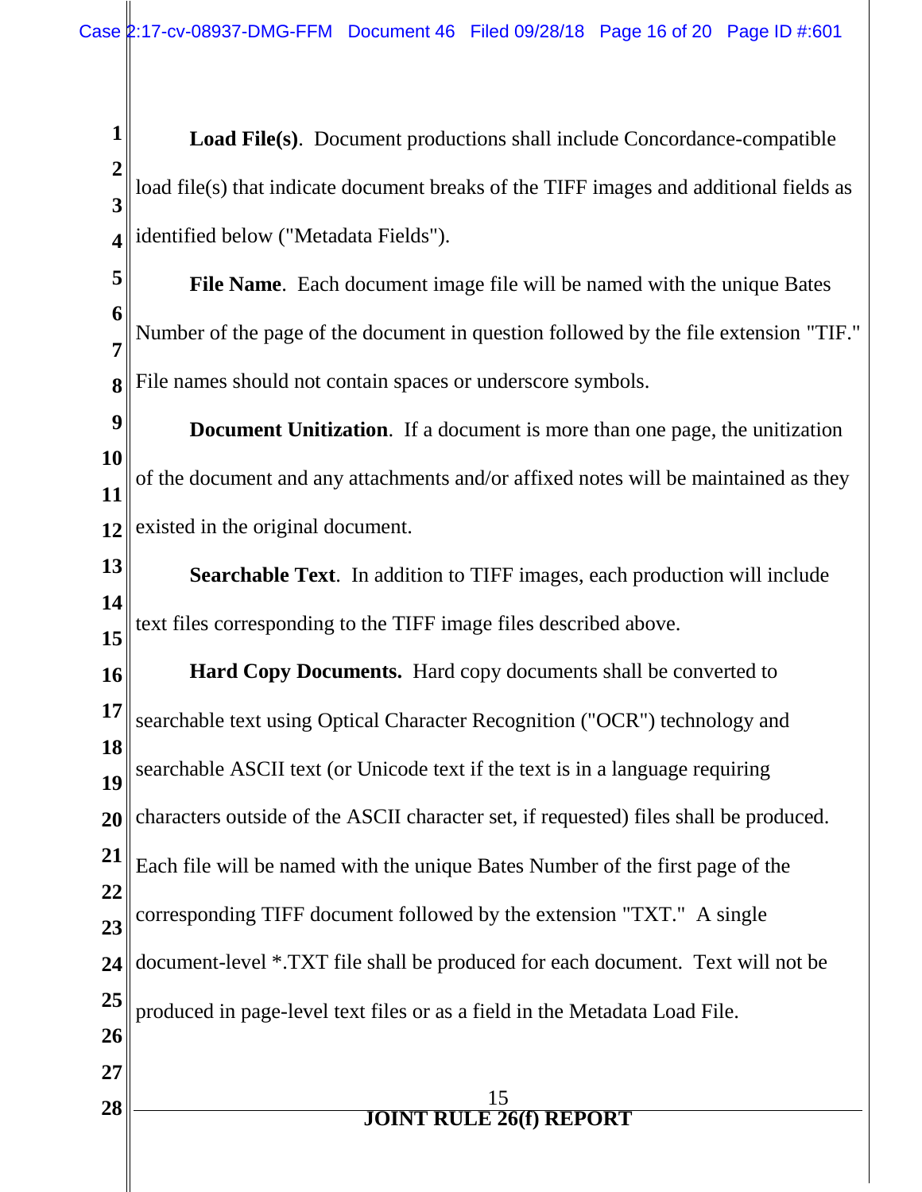**Load File(s)**. Document productions shall include Concordance-compatible load file(s) that indicate document breaks of the TIFF images and additional fields as identified below ("Metadata Fields").

**File Name**. Each document image file will be named with the unique Bates Number of the page of the document in question followed by the file extension "TIF." File names should not contain spaces or underscore symbols.

**Document Unitization**. If a document is more than one page, the unitization of the document and any attachments and/or affixed notes will be maintained as they existed in the original document.

**Searchable Text**. In addition to TIFF images, each production will include text files corresponding to the TIFF image files described above.

**Hard Copy Documents.** Hard copy documents shall be converted to searchable text using Optical Character Recognition ("OCR") technology and searchable ASCII text (or Unicode text if the text is in a language requiring characters outside of the ASCII character set, if requested) files shall be produced. Each file will be named with the unique Bates Number of the first page of the corresponding TIFF document followed by the extension "TXT." A single document-level *.TXT file shall be produced for each document. Text will not be produced in page-level text files or as a field in the Metadata Load File.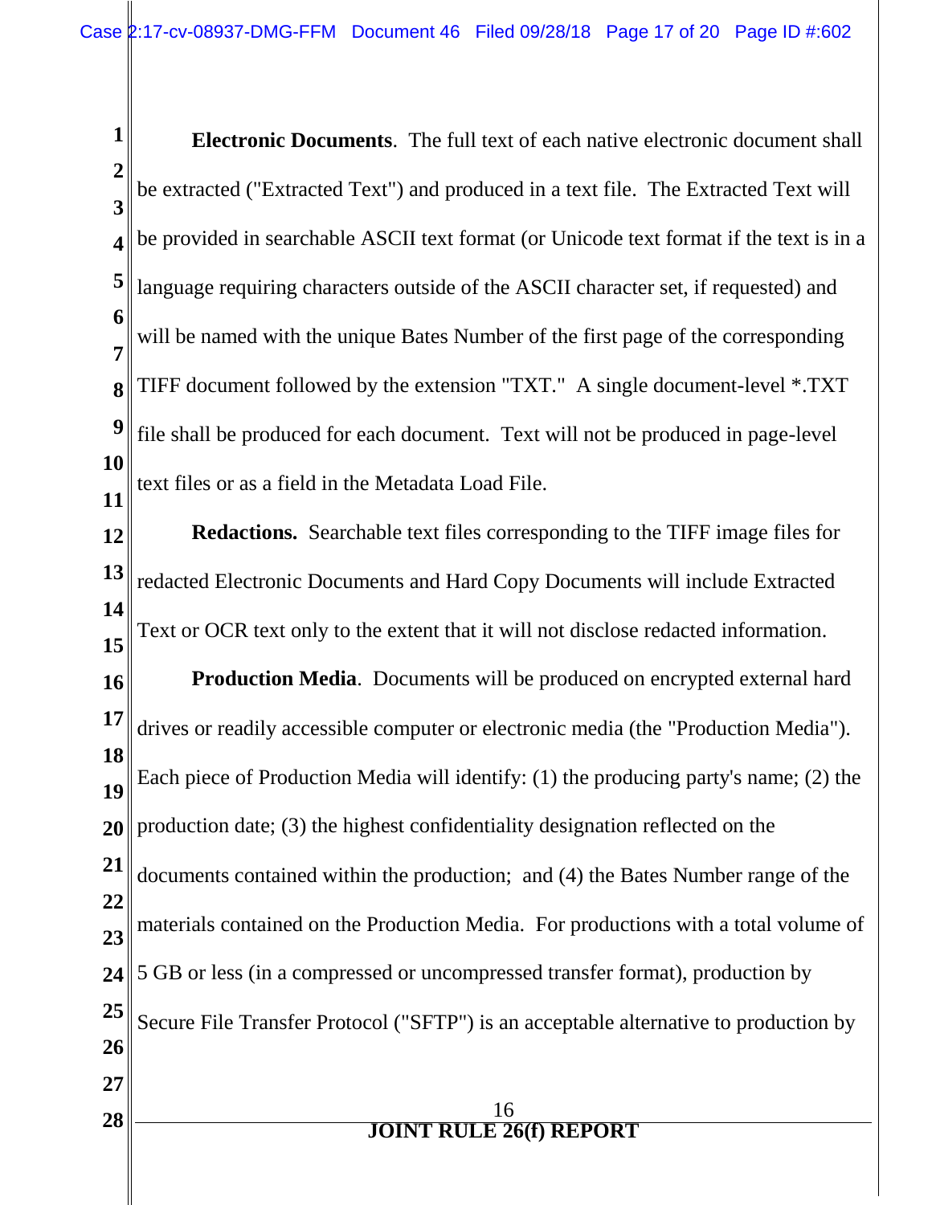**Electronic Documents**. The full text of each native electronic document shall be extracted ("Extracted Text") and produced in a text file. The Extracted Text will be provided in searchable ASCII text format (or Unicode text format if the text is in a language requiring characters outside of the ASCII character set, if requested) and will be named with the unique Bates Number of the first page of the corresponding TIFF document followed by the extension "TXT." A single document-level *.TXT file shall be produced for each document. Text will not be produced in page-level text files or as a field in the Metadata Load File.

**Redactions.** Searchable text files corresponding to the TIFF image files for redacted Electronic Documents and Hard Copy Documents will include Extracted Text or OCR text only to the extent that it will not disclose redacted information.

**Production Media**. Documents will be produced on encrypted external hard drives or readily accessible computer or electronic media (the "Production Media"). Each piece of Production Media will identify: (1) the producing party's name; (2) the production date; (3) the highest confidentiality designation reflected on the documents contained within the production; and (4) the Bates Number range of the materials contained on the Production Media. For productions with a total volume of 5 GB or less (in a compressed or uncompressed transfer format), production by Secure File Transfer Protocol ("SFTP") is an acceptable alternative to production by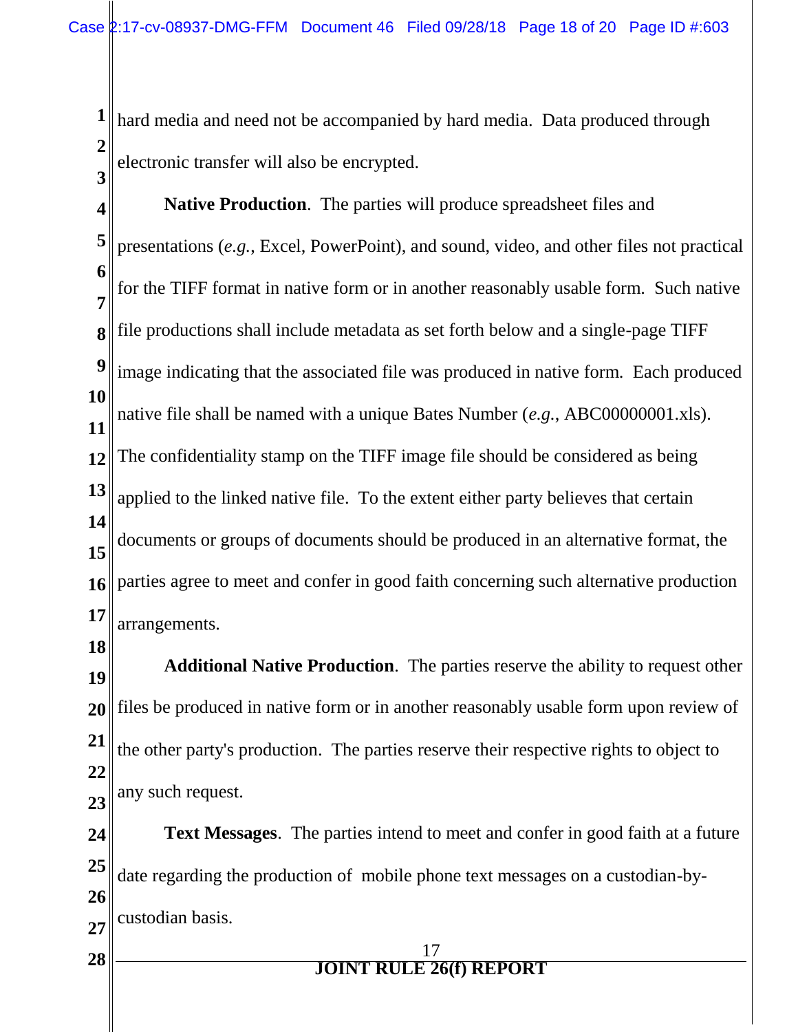hard media and need not be accompanied by hard media. Data produced through electronic transfer will also be encrypted.

**Native Production**. The parties will produce spreadsheet files and presentations (*e.g.*, Excel, PowerPoint), and sound, video, and other files not practical for the TIFF format in native form or in another reasonably usable form. Such native file productions shall include metadata as set forth below and a single-page TIFF image indicating that the associated file was produced in native form. Each produced native file shall be named with a unique Bates Number (*e.g.*, ABC00000001.xls). The confidentiality stamp on the TIFF image file should be considered as being applied to the linked native file. To the extent either party believes that certain documents or groups of documents should be produced in an alternative format, the parties agree to meet and confer in good faith concerning such alternative production arrangements.

**Additional Native Production**. The parties reserve the ability to request other files be produced in native form or in another reasonably usable form upon review of the other party's production. The parties reserve their respective rights to object to any such request.

**Text Messages**. The parties intend to meet and confer in good faith at a future date regarding the production of mobile phone text messages on a custodian-by-custodian basis.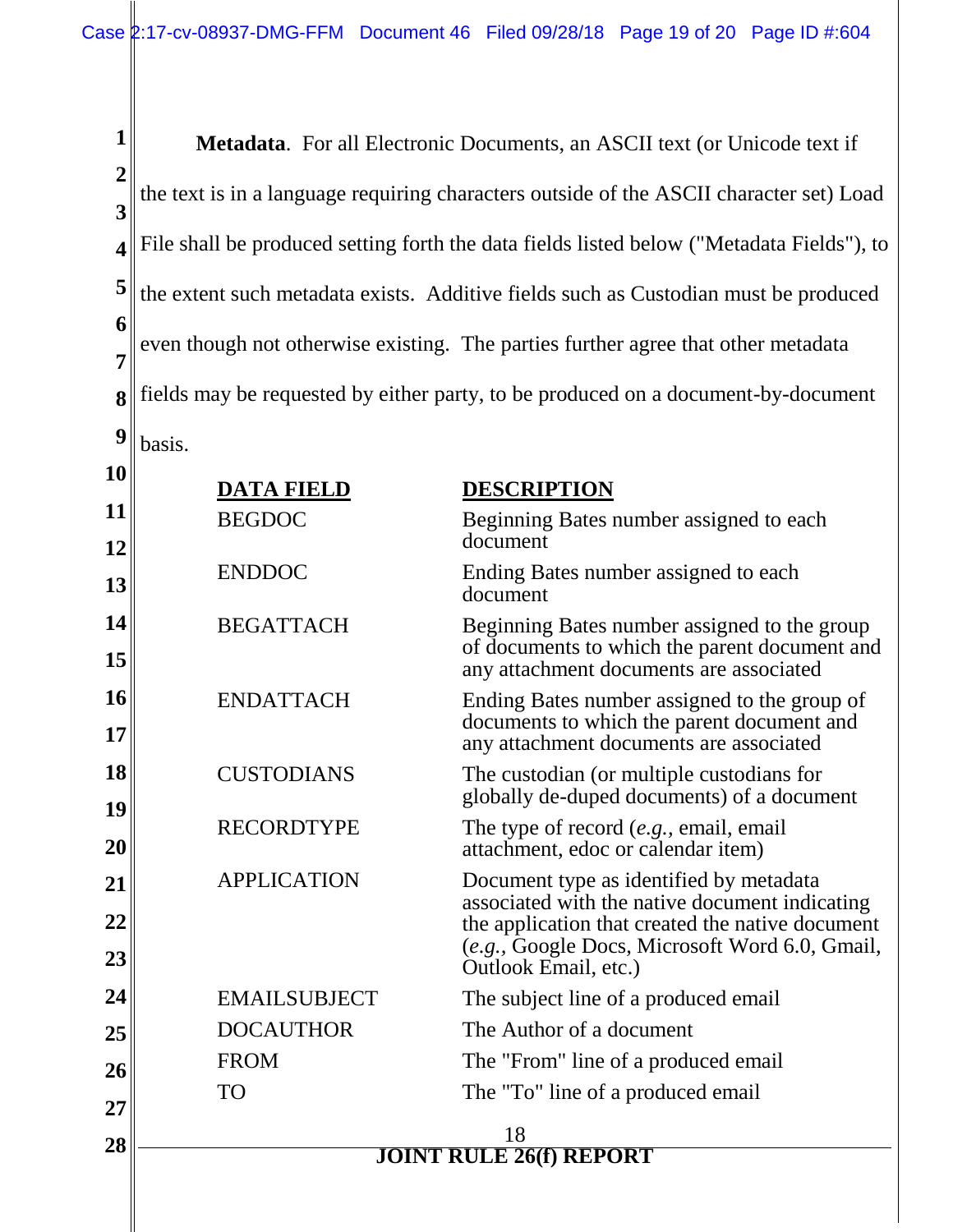**Metadata**. For all Electronic Documents, an ASCII text (or Unicode text if the text is in a language requiring characters outside of the ASCII character set) Load File shall be produced setting forth the data fields listed below ("Metadata Fields"), to the extent such metadata exists. Additive fields such as Custodian must be produced even though not otherwise existing. The parties further agree that other metadata fields may be requested by either party, to be produced on a document-by-document basis.

| DATA FIELD | DESCRIPTION |
|---|---|
| BEGDOC | Beginning Bates number assigned to each document |
| ENDDOC | Ending Bates number assigned to each document |
| BEGATTACH | Beginning Bates number assigned to the group of documents to which the parent document and any attachment documents are associated |
| ENDATTACH | Ending Bates number assigned to the group of documents to which the parent document and any attachment documents are associated |
| CUSTODIANS | The custodian (or multiple custodians for globally de-duped documents) of a document |
| RECORDTYPE | The type of record (*e.g.,* email, email attachment, edoc or calendar item) |
| APPLICATION | Document type as identified by metadata associated with the native document indicating the application that created the native document (*e.g.,* Google Docs, Microsoft Word 6.0, Gmail, Outlook Email, etc.) |
| EMAILSUBJECT | The subject line of a produced email |
| DOCAUTHOR | The Author of a document |
| FROM | The "From" line of a produced email |
| TO | The "To" line of a produced email |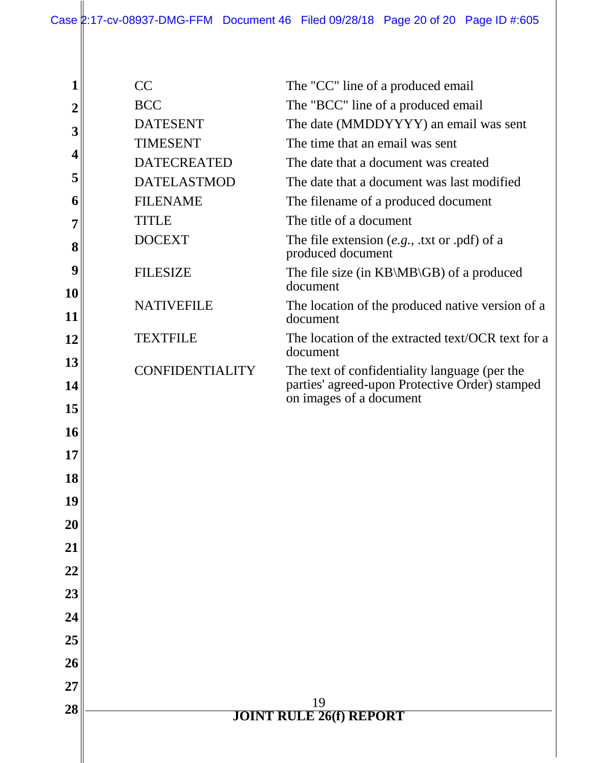| | |
|---|---|
| CC | The "CC" line of a produced email |
| BCC | The "BCC" line of a produced email |
| DATESENT | The date (MMDDYYYY) an email was sent |
| TIMESENT | The time that an email was sent |
| DATECREATED | The date that a document was created |
| DATELASTMOD | The date that a document was last modified |
| FILENAME | The filename of a produced document |
| TITLE | The title of a document |
| DOCEXT | The file extension (*e.g.*, .txt or .pdf) of a produced document |
| FILESIZE | The file size (in KB\MB\GB) of a produced document |
| NATIVEFILE | The location of the produced native version of a document |
| TEXTFILE | The location of the extracted text/OCR text for a document |
| CONFIDENTIALITY | The text of confidentiality language (per the parties' agreed-upon Protective Order) stamped on images of a document |

**JOINT RULE 26(f) REPORT**